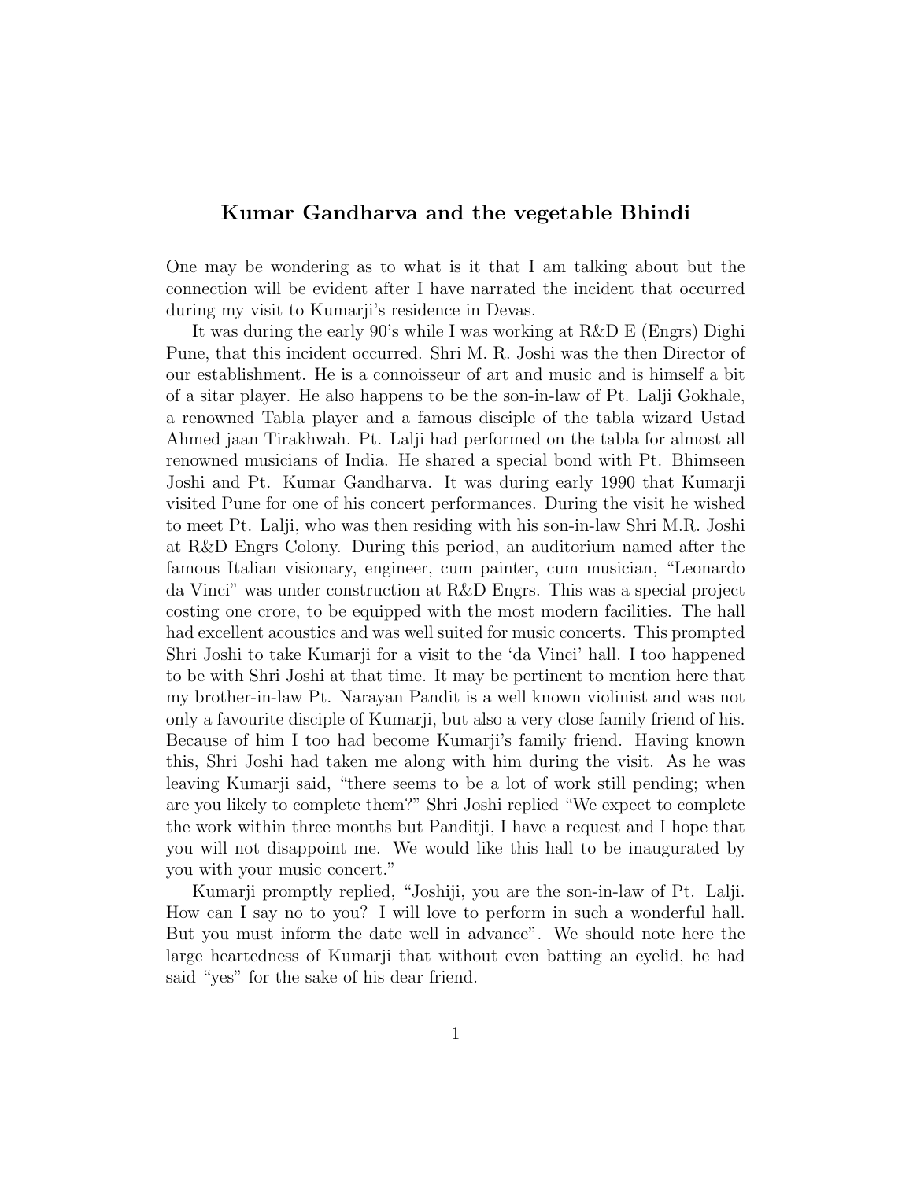# Kumar Gandharva and the vegetable Bhindi

One may be wondering as to what is it that I am talking about but the connection will be evident after I have narrated the incident that occurred during my visit to Kumarji's residence in Devas.

It was during the early 90's while I was working at R&D E (Engrs) Dighi Pune, that this incident occurred. Shri M. R. Joshi was the then Director of our establishment. He is a connoisseur of art and music and is himself a bit of a sitar player. He also happens to be the son-in-law of Pt. Lalji Gokhale, a renowned Tabla player and a famous disciple of the tabla wizard Ustad Ahmed jaan Tirakhwah. Pt. Lalji had performed on the tabla for almost all renowned musicians of India. He shared a special bond with Pt. Bhimseen Joshi and Pt. Kumar Gandharva. It was during early 1990 that Kumarji visited Pune for one of his concert performances. During the visit he wished to meet Pt. Lalji, who was then residing with his son-in-law Shri M.R. Joshi at R&D Engrs Colony. During this period, an auditorium named after the famous Italian visionary, engineer, cum painter, cum musician, "Leonardo da Vinci" was under construction at R&D Engrs. This was a special project costing one crore, to be equipped with the most modern facilities. The hall had excellent acoustics and was well suited for music concerts. This prompted Shri Joshi to take Kumarji for a visit to the 'da Vinci' hall. I too happened to be with Shri Joshi at that time. It may be pertinent to mention here that my brother-in-law Pt. Narayan Pandit is a well known violinist and was not only a favourite disciple of Kumarji, but also a very close family friend of his. Because of him I too had become Kumarji's family friend. Having known this, Shri Joshi had taken me along with him during the visit. As he was leaving Kumarji said, "there seems to be a lot of work still pending; when are you likely to complete them?" Shri Joshi replied "We expect to complete the work within three months but Panditji, I have a request and I hope that you will not disappoint me. We would like this hall to be inaugurated by you with your music concert."

Kumarji promptly replied, "Joshiji, you are the son-in-law of Pt. Lalji. How can I say no to you? I will love to perform in such a wonderful hall. But you must inform the date well in advance". We should note here the large heartedness of Kumarji that without even batting an eyelid, he had said "yes" for the sake of his dear friend.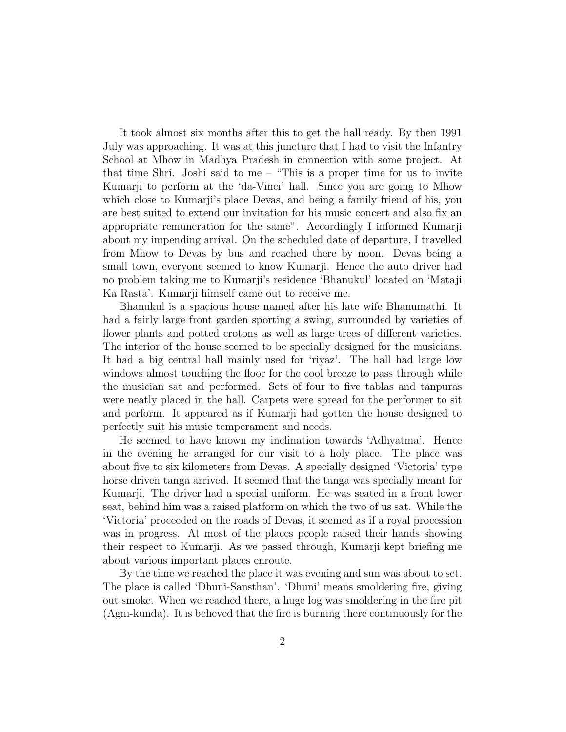It took almost six months after this to get the hall ready. By then 1991 July was approaching. It was at this juncture that I had to visit the Infantry School at Mhow in Madhya Pradesh in connection with some project. At that time Shri. Joshi said to me – "This is a proper time for us to invite Kumarji to perform at the 'da-Vinci' hall. Since you are going to Mhow which close to Kumarji's place Devas, and being a family friend of his, you are best suited to extend our invitation for his music concert and also fix an appropriate remuneration for the same". Accordingly I informed Kumarji about my impending arrival. On the scheduled date of departure, I travelled from Mhow to Devas by bus and reached there by noon. Devas being a small town, everyone seemed to know Kumarji. Hence the auto driver had no problem taking me to Kumarji's residence 'Bhanukul' located on 'Mataji Ka Rasta'. Kumarji himself came out to receive me.

Bhanukul is a spacious house named after his late wife Bhanumathi. It had a fairly large front garden sporting a swing, surrounded by varieties of flower plants and potted crotons as well as large trees of different varieties. The interior of the house seemed to be specially designed for the musicians. It had a big central hall mainly used for 'riyaz'. The hall had large low windows almost touching the floor for the cool breeze to pass through while the musician sat and performed. Sets of four to five tablas and tanpuras were neatly placed in the hall. Carpets were spread for the performer to sit and perform. It appeared as if Kumarji had gotten the house designed to perfectly suit his music temperament and needs.

He seemed to have known my inclination towards 'Adhyatma'. Hence in the evening he arranged for our visit to a holy place. The place was about five to six kilometers from Devas. A specially designed 'Victoria' type horse driven tanga arrived. It seemed that the tanga was specially meant for Kumarji. The driver had a special uniform. He was seated in a front lower seat, behind him was a raised platform on which the two of us sat. While the 'Victoria' proceeded on the roads of Devas, it seemed as if a royal procession was in progress. At most of the places people raised their hands showing their respect to Kumarji. As we passed through, Kumarji kept briefing me about various important places enroute.

By the time we reached the place it was evening and sun was about to set. The place is called 'Dhuni-Sansthan'. 'Dhuni' means smoldering fire, giving out smoke. When we reached there, a huge log was smoldering in the fire pit (Agni-kunda). It is believed that the fire is burning there continuously for the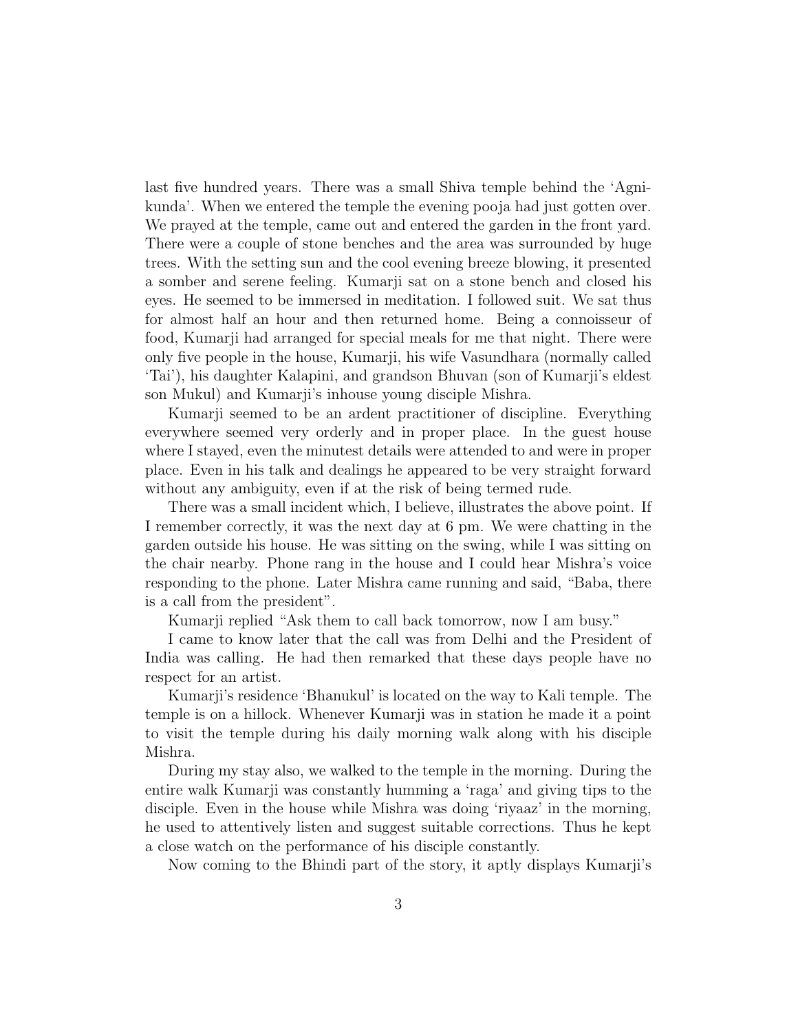last five hundred years. There was a small Shiva temple behind the 'Agni-kunda'. When we entered the temple the evening pooja had just gotten over. We prayed at the temple, came out and entered the garden in the front yard. There were a couple of stone benches and the area was surrounded by huge trees. With the setting sun and the cool evening breeze blowing, it presented a somber and serene feeling. Kumarji sat on a stone bench and closed his eyes. He seemed to be immersed in meditation. I followed suit. We sat thus for almost half an hour and then returned home. Being a connoisseur of food, Kumarji had arranged for special meals for me that night. There were only five people in the house, Kumarji, his wife Vasundhara (normally called 'Tai'), his daughter Kalapini, and grandson Bhuvan (son of Kumarji's eldest son Mukul) and Kumarji's inhouse young disciple Mishra.

Kumarji seemed to be an ardent practitioner of discipline. Everything everywhere seemed very orderly and in proper place. In the guest house where I stayed, even the minutest details were attended to and were in proper place. Even in his talk and dealings he appeared to be very straight forward without any ambiguity, even if at the risk of being termed rude.

There was a small incident which, I believe, illustrates the above point. If I remember correctly, it was the next day at 6 pm. We were chatting in the garden outside his house. He was sitting on the swing, while I was sitting on the chair nearby. Phone rang in the house and I could hear Mishra's voice responding to the phone. Later Mishra came running and said, "Baba, there is a call from the president".

Kumarji replied "Ask them to call back tomorrow, now I am busy."

I came to know later that the call was from Delhi and the President of India was calling. He had then remarked that these days people have no respect for an artist.

Kumarji's residence 'Bhanukul' is located on the way to Kali temple. The temple is on a hillock. Whenever Kumarji was in station he made it a point to visit the temple during his daily morning walk along with his disciple Mishra.

During my stay also, we walked to the temple in the morning. During the entire walk Kumarji was constantly humming a 'raga' and giving tips to the disciple. Even in the house while Mishra was doing 'riyaaz' in the morning, he used to attentively listen and suggest suitable corrections. Thus he kept a close watch on the performance of his disciple constantly.

Now coming to the Bhindi part of the story, it aptly displays Kumarji's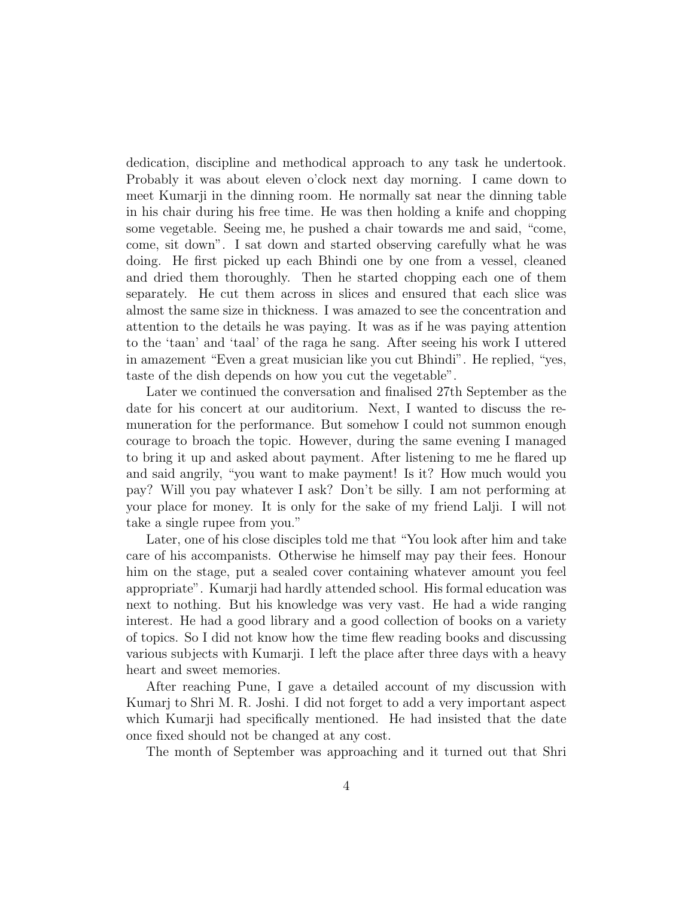dedication, discipline and methodical approach to any task he undertook. Probably it was about eleven o'clock next day morning. I came down to meet Kumarji in the dinning room. He normally sat near the dinning table in his chair during his free time. He was then holding a knife and chopping some vegetable. Seeing me, he pushed a chair towards me and said, "come, come, sit down". I sat down and started observing carefully what he was doing. He first picked up each Bhindi one by one from a vessel, cleaned and dried them thoroughly. Then he started chopping each one of them separately. He cut them across in slices and ensured that each slice was almost the same size in thickness. I was amazed to see the concentration and attention to the details he was paying. It was as if he was paying attention to the 'taan' and 'taal' of the raga he sang. After seeing his work I uttered in amazement "Even a great musician like you cut Bhindi". He replied, "yes, taste of the dish depends on how you cut the vegetable".

Later we continued the conversation and finalised 27th September as the date for his concert at our auditorium. Next, I wanted to discuss the remuneration for the performance. But somehow I could not summon enough courage to broach the topic. However, during the same evening I managed to bring it up and asked about payment. After listening to me he flared up and said angrily, "you want to make payment! Is it? How much would you pay? Will you pay whatever I ask? Don't be silly. I am not performing at your place for money. It is only for the sake of my friend Lalji. I will not take a single rupee from you."

Later, one of his close disciples told me that "You look after him and take care of his accompanists. Otherwise he himself may pay their fees. Honour him on the stage, put a sealed cover containing whatever amount you feel appropriate". Kumarji had hardly attended school. His formal education was next to nothing. But his knowledge was very vast. He had a wide ranging interest. He had a good library and a good collection of books on a variety of topics. So I did not know how the time flew reading books and discussing various subjects with Kumarji. I left the place after three days with a heavy heart and sweet memories.

After reaching Pune, I gave a detailed account of my discussion with Kumarj to Shri M. R. Joshi. I did not forget to add a very important aspect which Kumarji had specifically mentioned. He had insisted that the date once fixed should not be changed at any cost.

The month of September was approaching and it turned out that Shri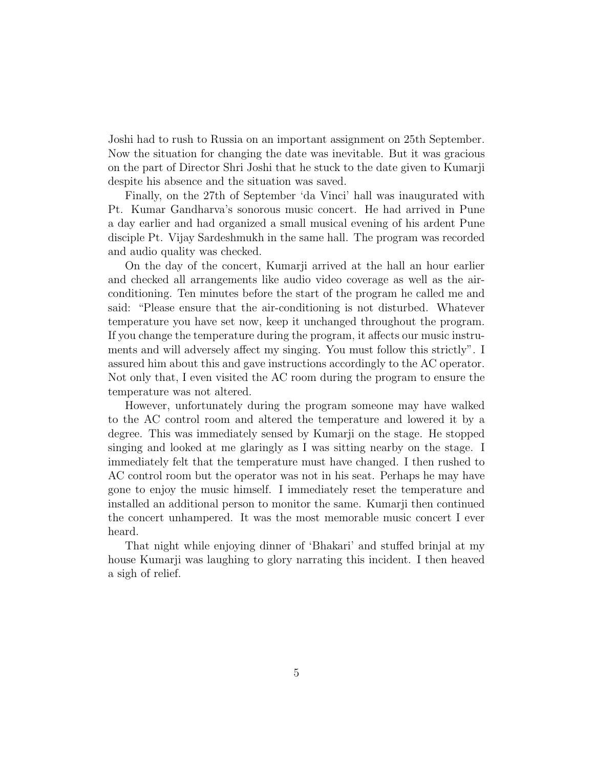Joshi had to rush to Russia on an important assignment on 25th September. Now the situation for changing the date was inevitable. But it was gracious on the part of Director Shri Joshi that he stuck to the date given to Kumarji despite his absence and the situation was saved.

Finally, on the 27th of September 'da Vinci' hall was inaugurated with Pt. Kumar Gandharva's sonorous music concert. He had arrived in Pune a day earlier and had organized a small musical evening of his ardent Pune disciple Pt. Vijay Sardeshmukh in the same hall. The program was recorded and audio quality was checked.

On the day of the concert, Kumarji arrived at the hall an hour earlier and checked all arrangements like audio video coverage as well as the air-conditioning. Ten minutes before the start of the program he called me and said: "Please ensure that the air-conditioning is not disturbed. Whatever temperature you have set now, keep it unchanged throughout the program. If you change the temperature during the program, it affects our music instruments and will adversely affect my singing. You must follow this strictly". I assured him about this and gave instructions accordingly to the AC operator. Not only that, I even visited the AC room during the program to ensure the temperature was not altered.

However, unfortunately during the program someone may have walked to the AC control room and altered the temperature and lowered it by a degree. This was immediately sensed by Kumarji on the stage. He stopped singing and looked at me glaringly as I was sitting nearby on the stage. I immediately felt that the temperature must have changed. I then rushed to AC control room but the operator was not in his seat. Perhaps he may have gone to enjoy the music himself. I immediately reset the temperature and installed an additional person to monitor the same. Kumarji then continued the concert unhampered. It was the most memorable music concert I ever heard.

That night while enjoying dinner of 'Bhakari' and stuffed brinjal at my house Kumarji was laughing to glory narrating this incident. I then heaved a sigh of relief.